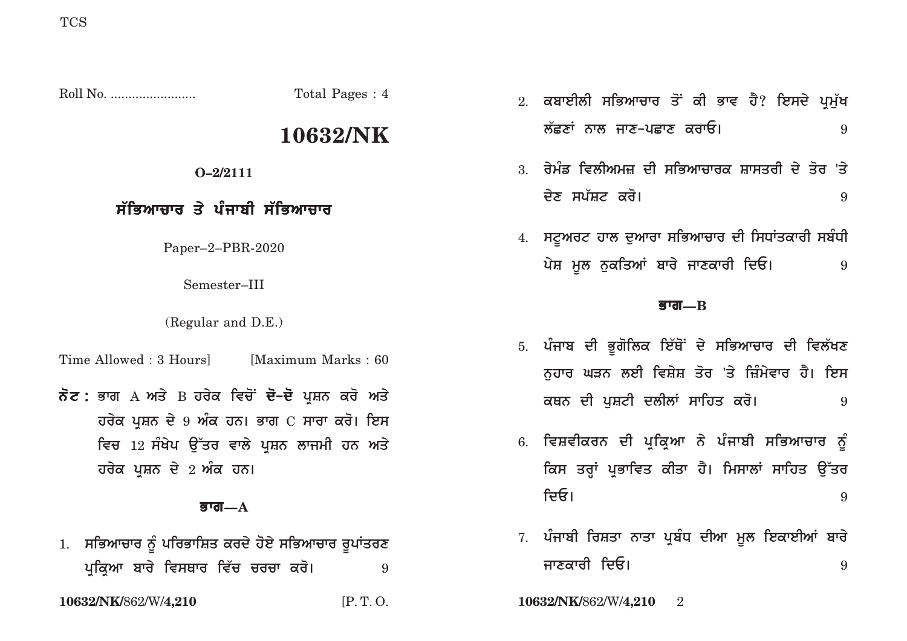Roll No. ........................ Total Pages : 4

# 10632/NK

**O–2/2111**

## ਸੱਭਿਆਚਾਰ ਤੇ ਪੰਜਾਬੀ ਸੱਭਿਆਚਾਰ

Paper–2–PBR-2020

Semester–III

(Regular and D.E.)

Time Allowed : 3 Hours] [Maximum Marks : 60

**ਨੋਟ :** ਭਾਗ A ਅਤੇ B ਹਰੇਕ ਵਿਚੋਂ **ਦੋ-ਦੋ** ਪ੍ਰਸ਼ਨ ਕਰੋ ਅਤੇ ਹਰੇਕ ਪ੍ਰਸ਼ਨ ਦੇ 9 ਅੰਕ ਹਨ। ਭਾਗ C ਸਾਰਾ ਕਰੋ। ਇਸ ਵਿਚ 12 ਸੰਖੇਪ ਉੱਤਰ ਵਾਲੇ ਪ੍ਰਸ਼ਨ ਲਾਜਮੀ ਹਨ ਅਤੇ ਹਰੇਕ ਪ੍ਰਸ਼ਨ ਦੇ 2 ਅੰਕ ਹਨ।

### ਭਾਗ—A

1. ਸਭਿਆਚਾਰ ਨੂੰ ਪਰਿਭਾਸ਼ਿਤ ਕਰਦੇ ਹੋਏ ਸਭਿਆਚਾਰ ਰੂਪਾਂਤਰਣ ਪ੍ਰਕ੍ਰਿਆ ਬਾਰੇ ਵਿਸਥਾਰ ਵਿੱਚ ਚਰਚਾ ਕਰੋ। 9

2. ਕਬਾਈਲੀ ਸਭਿਆਚਾਰ ਤੋਂ ਕੀ ਭਾਵ ਹੈ? ਇਸਦੇ ਪ੍ਰਮੁੱਖ ਲੱਛਣਾਂ ਨਾਲ ਜਾਣ-ਪਛਾਣ ਕਰਾਓ। 9

3. ਰੇਮੰਡ ਵਿਲੀਅਮਜ਼ ਦੀ ਸਭਿਆਚਾਰਕ ਸ਼ਾਸਤਰੀ ਦੇ ਤੌਰ 'ਤੇ ਦੇਣ ਸਪੱਸ਼ਟ ਕਰੋ। 9

4. ਸਟੂਅਰਟ ਹਾਲ ਦੁਆਰਾ ਸਭਿਆਚਾਰ ਦੀ ਸਿਧਾਂਤਕਾਰੀ ਸਬੰਧੀ ਪੇਸ਼ ਮੂਲ ਨੁਕਤਿਆਂ ਬਾਰੇ ਜਾਣਕਾਰੀ ਦਿਓ। 9

### ਭਾਗ—B

5. ਪੰਜਾਬ ਦੀ ਭੂਗੋਲਿਕ ਇੱ�Ⅱੋਂ ਦੇ ਸਭਿਆਚਾਰ ਦੀ ਵਿਲੱਖਣ ਨੁਹਾਰ ਘੜਨ ਲਈ ਵਿਸ਼ੇਸ਼ ਤੌਰ 'ਤੇ ਜ਼ਿੰਮੇਵਾਰ ਹੈ। ਇਸ ਕਥਨ ਦੀ ਪੁਸ਼ਟੀ ਦਲੀਲਾਂ ਸਾਹਿਤ ਕਰੋ। 9

6. ਵਿਸ਼ਵੀਕਰਨ ਦੀ ਪ੍ਰਕ੍ਰਿਆ ਨੇ ਪੰਜਾਬੀ ਸਭਿਆਚਾਰ ਨੂੰ ਕਿਸ ਤਰ੍ਹਾਂ ਪ੍ਰਭਾਵਿਤ ਕੀਤਾ ਹੈ। ਮਿਸਾਲਾਂ ਸਾਹਿਤ ਉੱਤਰ ਦਿਓ। 9

7. ਪੰਜਾਬੀ ਰਿਸ਼ਤਾ ਨਾਤਾ ਪ੍ਰਬੰਧ ਦੀਆ ਮੂਲ ਇਕਾਈਆਂ ਬਾਰੇ ਜਾਣਕਾਰੀ ਦਿਓ। 9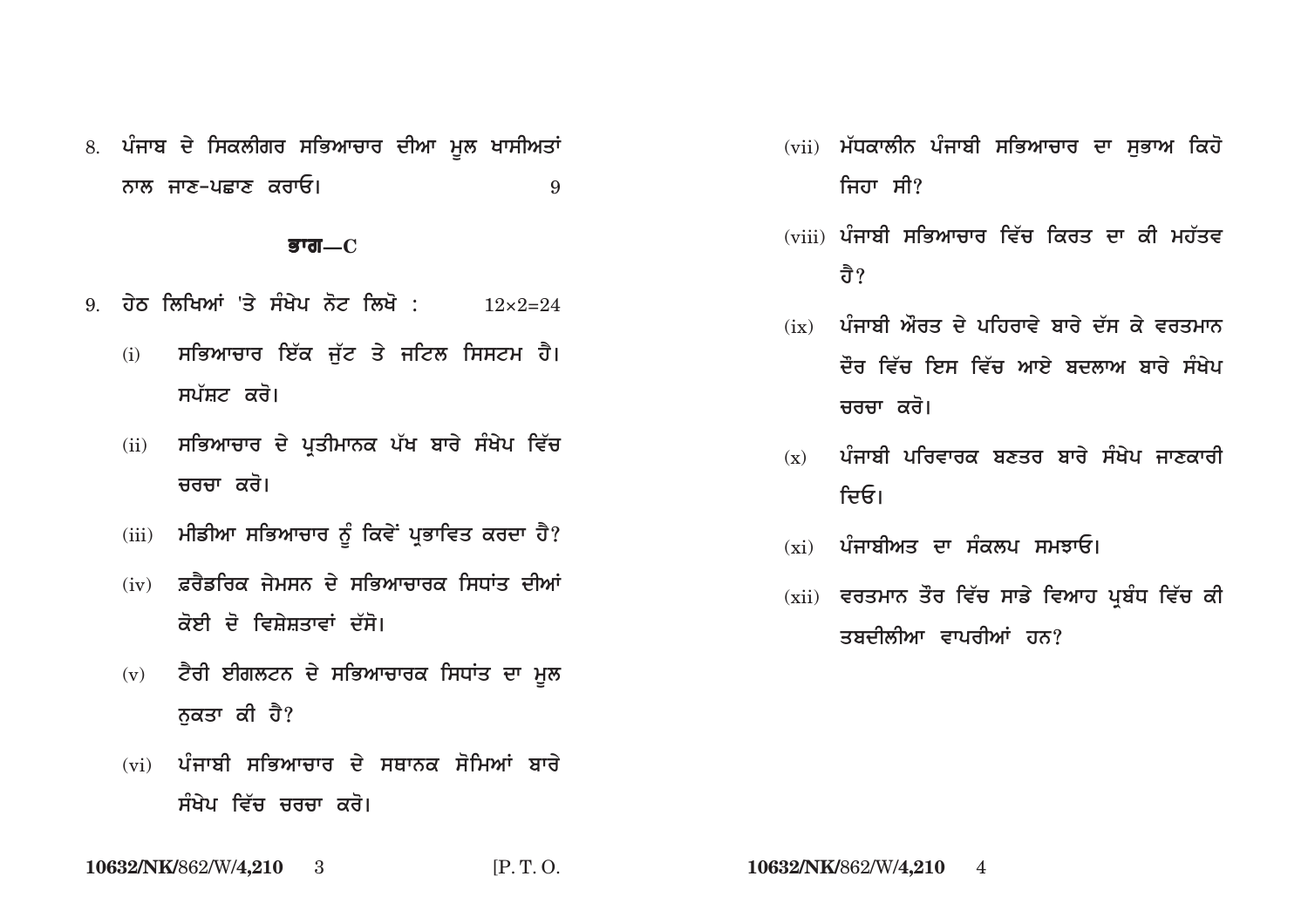8. ਪੰਜਾਬ ਦੇ ਸਿਕਲੀਗਰ ਸਭਿਆਚਾਰ ਦੀਆ ਮੂਲ ਖਾਸੀਅਤਾਂ ਨਾਲ ਜਾਣ-ਪਛਾਣ ਕਰਾਓ। 9

## ਭਾਗ—C

9. ਹੇਠ ਲਿਖਿਆਂ 'ਤੇ ਸੰਖੇਪ ਨੋਟ ਲਿਖੋ : 12×2=24

   (i) ਸਭਿਆਚਾਰ ਇੱਕ ਜੁੱਟ ਤੇ ਜਟਿਲ ਸਿਸਟਮ ਹੈ। ਸਪੱਸ਼ਟ ਕਰੋ।

   (ii) ਸਭਿਆਚਾਰ ਦੇ ਪ੍ਰਤੀਮਾਨਕ ਪੱਖ ਬਾਰੇ ਸੰਖੇਪ ਵਿੱਚ ਚਰਚਾ ਕਰੋ।

   (iii) ਮੀਡੀਆ ਸਭਿਆਚਾਰ ਨੂੰ ਕਿਵੇਂ ਪ੍ਰਭਾਵਿਤ ਕਰਦਾ ਹੈ?

   (iv) ਫ਼ਰੈਡਰਿਕ ਜੇਮਸਨ ਦੇ ਸਭਿਆਚਾਰਕ ਸਿਧਾਂਤ ਦੀਆਂ ਕੋਈ ਦੋ ਵਿਸ਼ੇਸ਼ਤਾਵਾਂ ਦੱਸੋ।

   (v) ਟੈਰੀ ਈਗਲਟਨ ਦੇ ਸਭਿਆਚਾਰਕ ਸਿਧਾਂਤ ਦਾ ਮੂਲ ਨੁਕਤਾ ਕੀ ਹੈ?

   (vi) ਪੰਜਾਬੀ ਸਭਿਆਚਾਰ ਦੇ ਸਥਾਨਕ ਸੋਮਿਆਂ ਬਾਰੇ ਸੰਖੇਪ ਵਿੱਚ ਚਰਚਾ ਕਰੋ।

   (vii) ਮੱਧਕਾਲੀਨ ਪੰਜਾਬੀ ਸਭਿਆਚਾਰ ਦਾ ਸੁਭਾਅ ਕਿਹੋ ਜਿਹਾ ਸੀ?

   (viii) ਪੰਜਾਬੀ ਸਭਿਆਚਾਰ ਵਿੱਚ ਕਿਰਤ ਦਾ ਕੀ ਮਹੱਤਵ ਹੈ?

   (ix) ਪੰਜਾਬੀ ਔਰਤ ਦੇ ਪਹਿਰਾਵੇ ਬਾਰੇ ਦੱਸ ਕੇ ਵਰਤਮਾਨ ਦੌਰ ਵਿੱਚ ਇਸ ਵਿੱਚ ਆਏ ਬਦਲਾਅ ਬਾਰੇ ਸੰਖੇਪ ਚਰਚਾ ਕਰੋ।

   (x) ਪੰਜਾਬੀ ਪਰਿਵਾਰਕ ਬਣਤਰ ਬਾਰੇ ਸੰਖੇਪ ਜਾਣਕਾਰੀ ਦਿਓ।

   (xi) ਪੰਜਾਬੀਅਤ ਦਾ ਸੰਕਲਪ ਸਮਝਾਓ।

   (xii) ਵਰਤਮਾਨ ਤੌਰ ਵਿੱਚ ਸਾਡੇ ਵਿਆਹ ਪ੍ਰਬੰਧ ਵਿੱਚ ਕੀ ਤਬਦੀਲੀਆ ਵਾਪਰੀਆਂ ਹਨ?